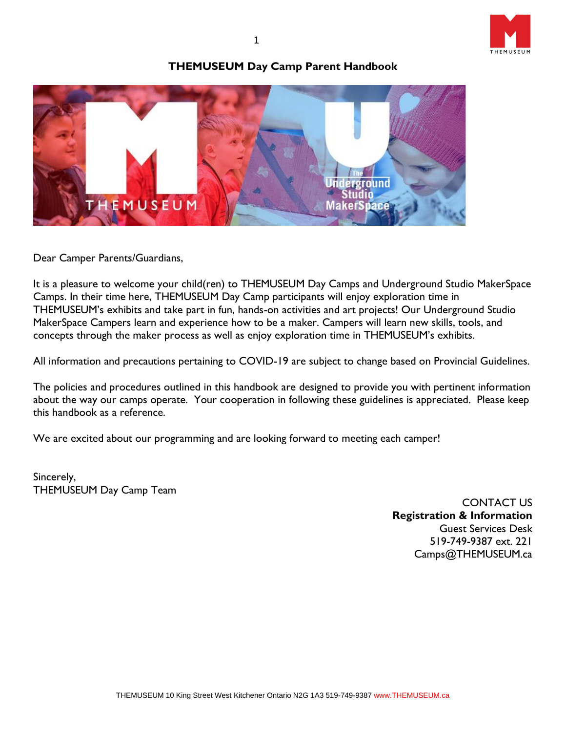# THEMUSEUM Day Camp Parent Handbook

Dear Camper Parents/Guardians,

It is a pleasure to welcome your child(ren) to THEMUSEUM Day Camps and Underground Studio MakerSpace Camps. In their time here, THEMUSEUM Day Camp participants will enjoy exploration time in THEMUSEUM's exhibits and take part in fun, hands-on activities and art projects! Our Underground Studio MakerSpace Campers learn and experience how to be a maker. Campers will learn new skills, tools, and concepts through the maker process as well as enjoy exploration time in THEMUSEUM's exhibits.

All information and precautions pertaining to COVID-19 are subject to change based on Provincial Guidelines.

The policies and procedures outlined in this handbook are designed to provide you with pertinent information about the way our camps operate. Your cooperation in following these guidelines is appreciated. Please keep this handbook as a reference.

We are excited about our programming and are looking forward to meeting each camper!

Sincerely,
THEMUSEUM Day Camp Team

CONTACT US
**Registration & Information**
Guest Services Desk
519-749-9387 ext. 221
Camps@THEMUSEUM.ca

THEMUSEUM 10 King Street West Kitchener Ontario N2G 1A3 519-749-9387 www.THEMUSEUM.ca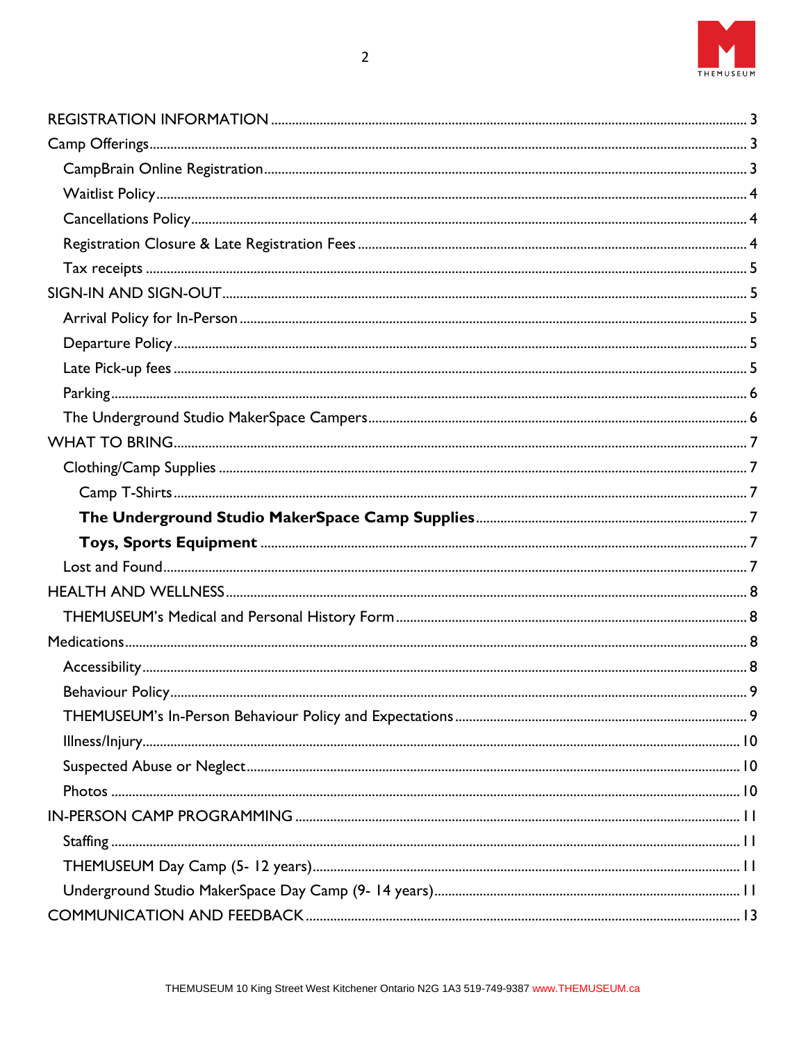- REGISTRATION INFORMATION ..... 3
- Camp Offerings ..... 3
  - CampBrain Online Registration ..... 3
  - Waitlist Policy ..... 4
  - Cancellations Policy ..... 4
  - Registration Closure & Late Registration Fees ..... 4
  - Tax receipts ..... 5
- SIGN-IN AND SIGN-OUT ..... 5
  - Arrival Policy for In-Person ..... 5
  - Departure Policy ..... 5
  - Late Pick-up fees ..... 5
  - Parking ..... 6
  - The Underground Studio MakerSpace Campers ..... 6
- WHAT TO BRING ..... 7
  - Clothing/Camp Supplies ..... 7
    - Camp T-Shirts ..... 7
    - **The Underground Studio MakerSpace Camp Supplies** ..... 7
    - **Toys, Sports Equipment** ..... 7
  - Lost and Found ..... 7
- HEALTH AND WELLNESS ..... 8
  - THEMUSEUM's Medical and Personal History Form ..... 8
- Medications ..... 8
  - Accessibility ..... 8
  - Behaviour Policy ..... 9
  - THEMUSEUM's In-Person Behaviour Policy and Expectations ..... 9
  - Illness/Injury ..... 10
  - Suspected Abuse or Neglect ..... 10
  - Photos ..... 10
- IN-PERSON CAMP PROGRAMMING ..... 11
  - Staffing ..... 11
  - THEMUSEUM Day Camp (5- 12 years) ..... 11
  - Underground Studio MakerSpace Day Camp (9- 14 years) ..... 11
- COMMUNICATION AND FEEDBACK ..... 13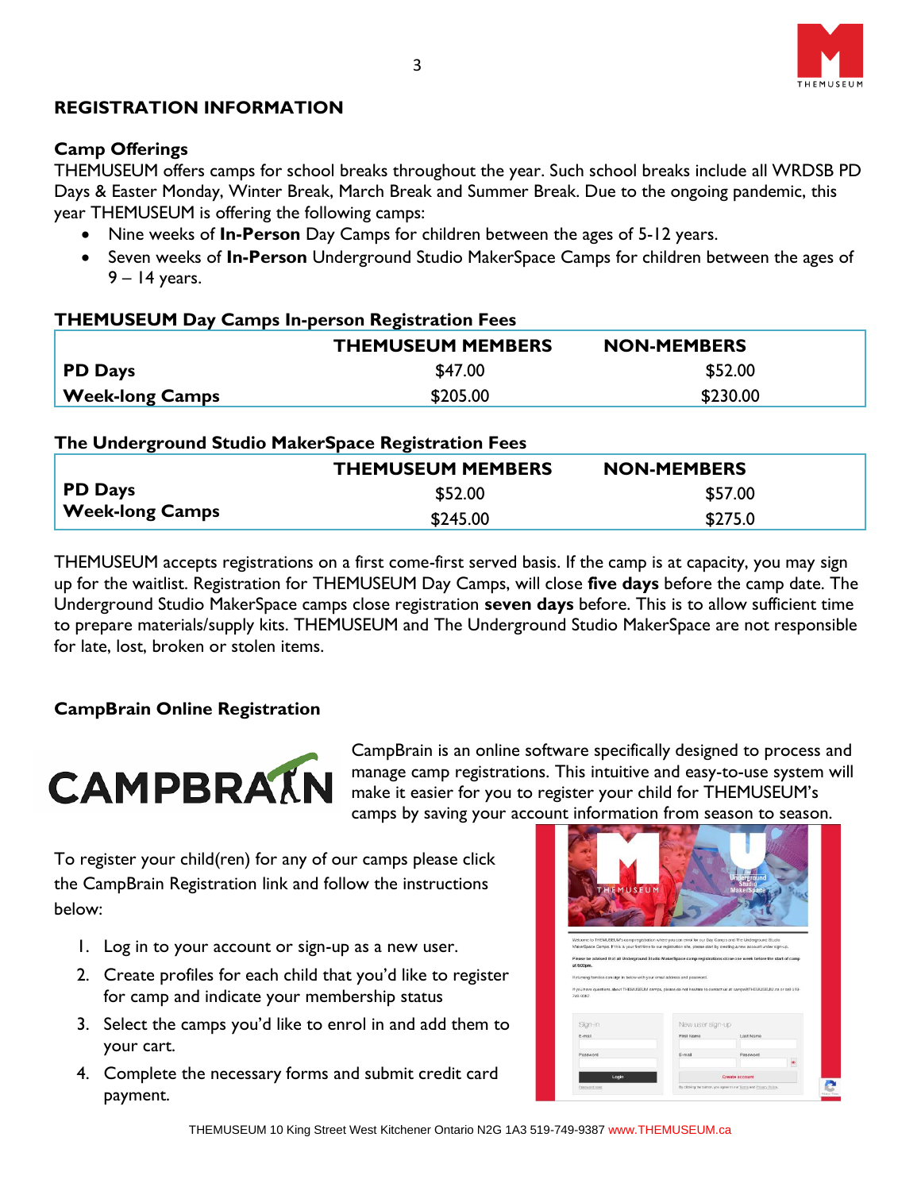## REGISTRATION INFORMATION

### Camp Offerings

THEMUSEUM offers camps for school breaks throughout the year. Such school breaks include all WRDSB PD Days & Easter Monday, Winter Break, March Break and Summer Break. Due to the ongoing pandemic, this year THEMUSEUM is offering the following camps:

- Nine weeks of **In-Person** Day Camps for children between the ages of 5-12 years.
- Seven weeks of **In-Person** Underground Studio MakerSpace Camps for children between the ages of 9 – 14 years.

### THEMUSEUM Day Camps In-person Registration Fees

| | THEMUSEUM MEMBERS | NON-MEMBERS |
|---|---|---|
| **PD Days** | $47.00 | $52.00 |
| **Week-long Camps** | $205.00 | $230.00 |

### The Underground Studio MakerSpace Registration Fees

| | THEMUSEUM MEMBERS | NON-MEMBERS |
|---|---|---|
| **PD Days** | $52.00 | $57.00 |
| **Week-long Camps** | $245.00 | $275.0 |

THEMUSEUM accepts registrations on a first come-first served basis. If the camp is at capacity, you may sign up for the waitlist. Registration for THEMUSEUM Day Camps, will close **five days** before the camp date. The Underground Studio MakerSpace camps close registration **seven days** before. This is to allow sufficient time to prepare materials/supply kits. THEMUSEUM and The Underground Studio MakerSpace are not responsible for late, lost, broken or stolen items.

### CampBrain Online Registration

CampBrain is an online software specifically designed to process and manage camp registrations. This intuitive and easy-to-use system will make it easier for you to register your child for THEMUSEUM's camps by saving your account information from season to season.

To register your child(ren) for any of our camps please click the CampBrain Registration link and follow the instructions below:

1. Log in to your account or sign-up as a new user.
2. Create profiles for each child that you'd like to register for camp and indicate your membership status
3. Select the camps you'd like to enrol in and add them to your cart.
4. Complete the necessary forms and submit credit card payment.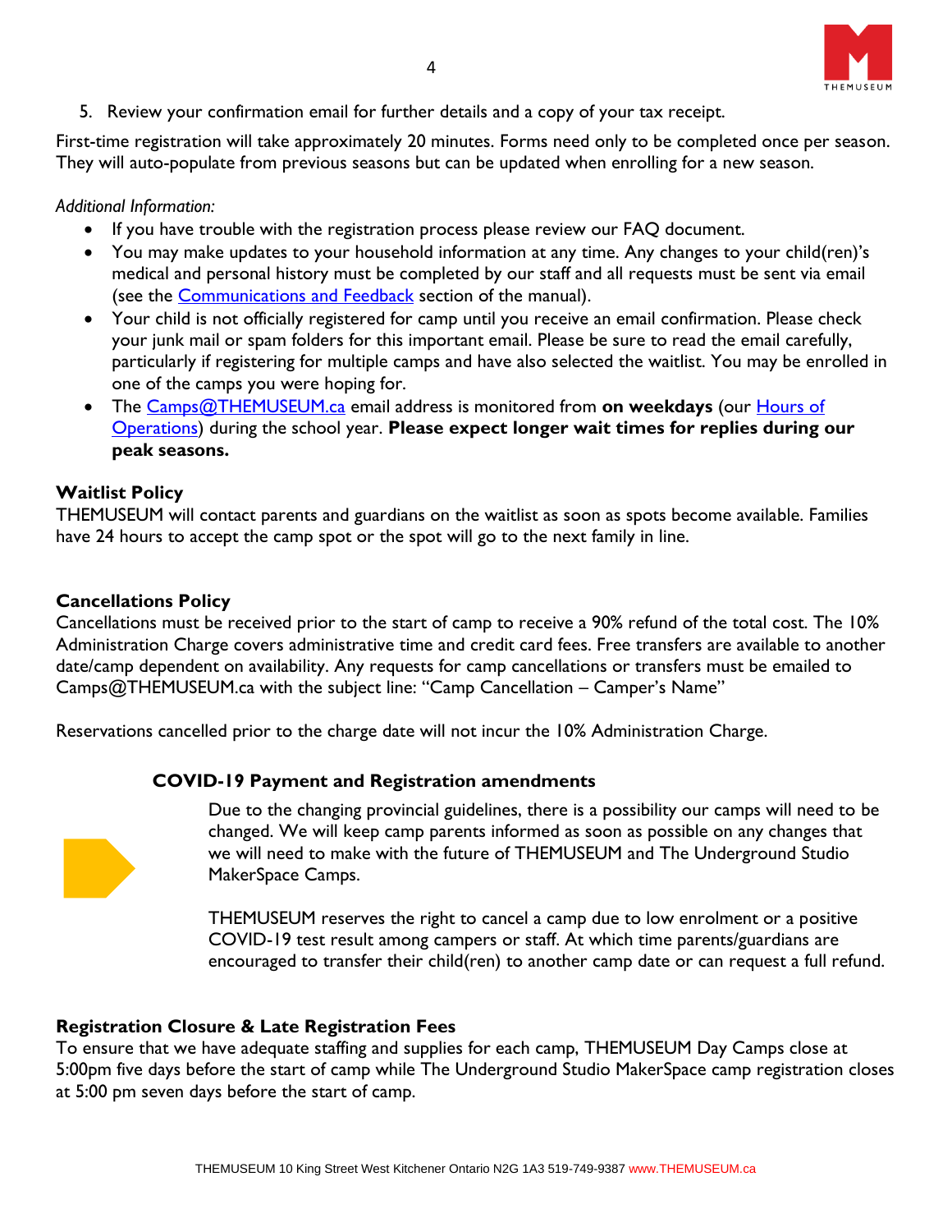5. Review your confirmation email for further details and a copy of your tax receipt.

First-time registration will take approximately 20 minutes. Forms need only to be completed once per season. They will auto-populate from previous seasons but can be updated when enrolling for a new season.

*Additional Information:*

- If you have trouble with the registration process please review our FAQ document.
- You may make updates to your household information at any time. Any changes to your child(ren)'s medical and personal history must be completed by our staff and all requests must be sent via email (see the Communications and Feedback section of the manual).
- Your child is not officially registered for camp until you receive an email confirmation. Please check your junk mail or spam folders for this important email. Please be sure to read the email carefully, particularly if registering for multiple camps and have also selected the waitlist. You may be enrolled in one of the camps you were hoping for.
- The Camps@THEMUSEUM.ca email address is monitored from **on weekdays** (our Hours of Operations) during the school year. **Please expect longer wait times for replies during our peak seasons.**

**Waitlist Policy**

THEMUSEUM will contact parents and guardians on the waitlist as soon as spots become available. Families have 24 hours to accept the camp spot or the spot will go to the next family in line.

**Cancellations Policy**

Cancellations must be received prior to the start of camp to receive a 90% refund of the total cost. The 10% Administration Charge covers administrative time and credit card fees. Free transfers are available to another date/camp dependent on availability. Any requests for camp cancellations or transfers must be emailed to Camps@THEMUSEUM.ca with the subject line: "Camp Cancellation – Camper's Name"

Reservations cancelled prior to the charge date will not incur the 10% Administration Charge.

**COVID-19 Payment and Registration amendments**

Due to the changing provincial guidelines, there is a possibility our camps will need to be changed. We will keep camp parents informed as soon as possible on any changes that we will need to make with the future of THEMUSEUM and The Underground Studio MakerSpace Camps.

THEMUSEUM reserves the right to cancel a camp due to low enrolment or a positive COVID-19 test result among campers or staff. At which time parents/guardians are encouraged to transfer their child(ren) to another camp date or can request a full refund.

**Registration Closure & Late Registration Fees**

To ensure that we have adequate staffing and supplies for each camp, THEMUSEUM Day Camps close at 5:00pm five days before the start of camp while The Underground Studio MakerSpace camp registration closes at 5:00 pm seven days before the start of camp.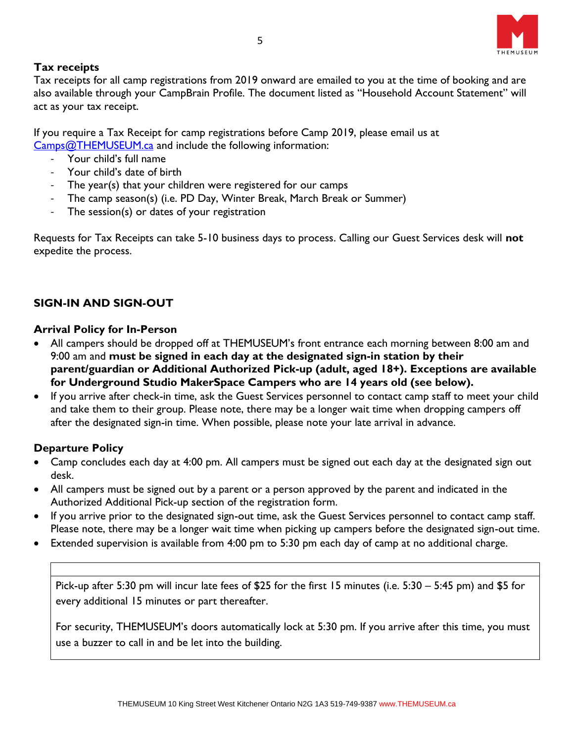### Tax receipts

Tax receipts for all camp registrations from 2019 onward are emailed to you at the time of booking and are also available through your CampBrain Profile. The document listed as "Household Account Statement" will act as your tax receipt.

If you require a Tax Receipt for camp registrations before Camp 2019, please email us at [Camps@THEMUSEUM.ca](mailto:Camps@THEMUSEUM.ca) and include the following information:

- Your child's full name
- Your child's date of birth
- The year(s) that your children were registered for our camps
- The camp season(s) (i.e. PD Day, Winter Break, March Break or Summer)
- The session(s) or dates of your registration

Requests for Tax Receipts can take 5-10 business days to process. Calling our Guest Services desk will **not** expedite the process.

## SIGN-IN AND SIGN-OUT

### Arrival Policy for In-Person

- All campers should be dropped off at THEMUSEUM's front entrance each morning between 8:00 am and 9:00 am and **must be signed in each day at the designated sign-in station by their parent/guardian or Additional Authorized Pick-up (adult, aged 18+). Exceptions are available for Underground Studio MakerSpace Campers who are 14 years old (see below).**
- If you arrive after check-in time, ask the Guest Services personnel to contact camp staff to meet your child and take them to their group. Please note, there may be a longer wait time when dropping campers off after the designated sign-in time. When possible, please note your late arrival in advance.

### Departure Policy

- Camp concludes each day at 4:00 pm. All campers must be signed out each day at the designated sign out desk.
- All campers must be signed out by a parent or a person approved by the parent and indicated in the Authorized Additional Pick-up section of the registration form.
- If you arrive prior to the designated sign-out time, ask the Guest Services personnel to contact camp staff. Please note, there may be a longer wait time when picking up campers before the designated sign-out time.
- Extended supervision is available from 4:00 pm to 5:30 pm each day of camp at no additional charge.

Pick-up after 5:30 pm will incur late fees of $25 for the first 15 minutes (i.e. 5:30 – 5:45 pm) and $5 for every additional 15 minutes or part thereafter.

For security, THEMUSEUM's doors automatically lock at 5:30 pm. If you arrive after this time, you must use a buzzer to call in and be let into the building.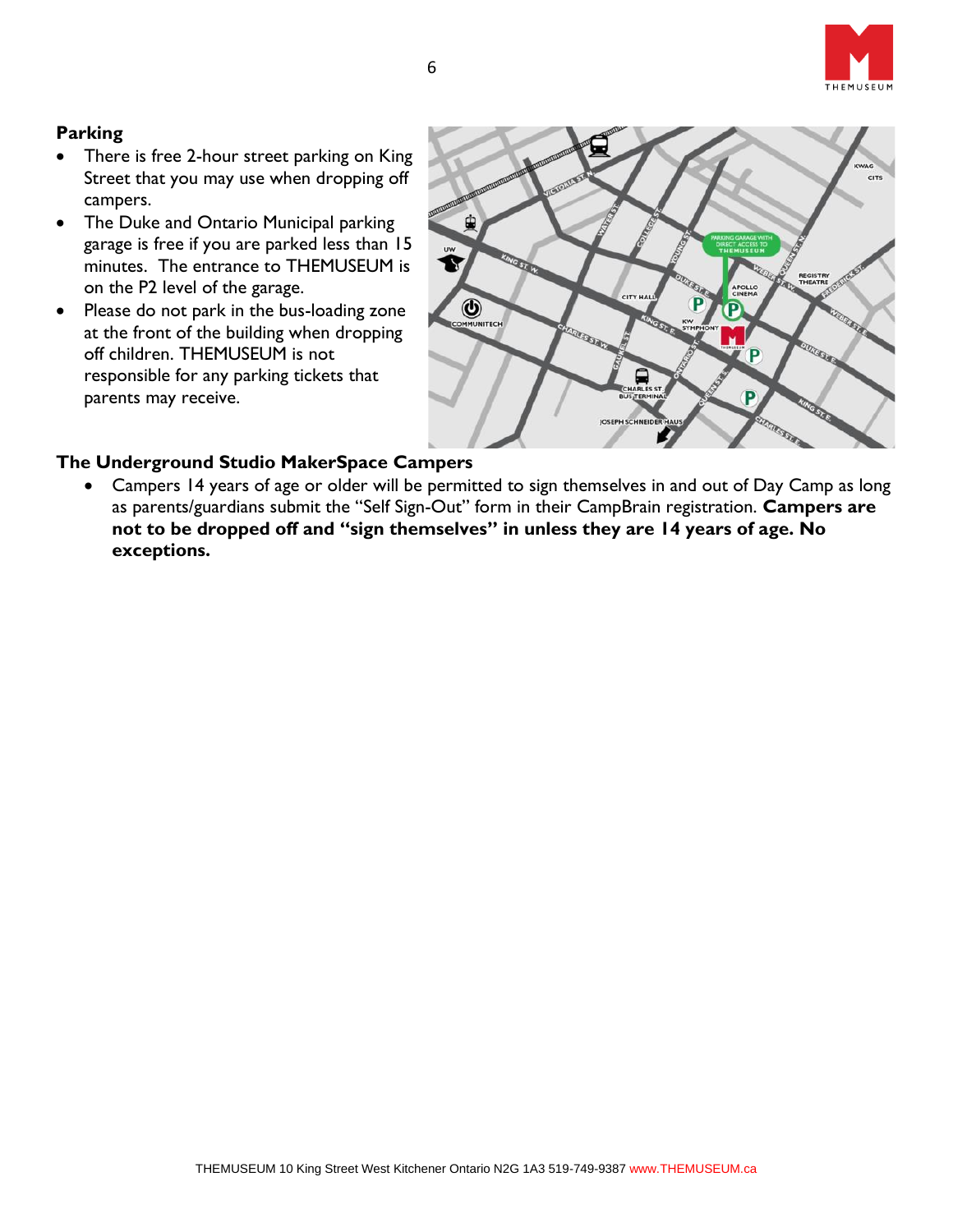## Parking

- There is free 2-hour street parking on King Street that you may use when dropping off campers.
- The Duke and Ontario Municipal parking garage is free if you are parked less than 15 minutes. The entrance to THEMUSEUM is on the P2 level of the garage.
- Please do not park in the bus-loading zone at the front of the building when dropping off children. THEMUSEUM is not responsible for any parking tickets that parents may receive.

## The Underground Studio MakerSpace Campers

- Campers 14 years of age or older will be permitted to sign themselves in and out of Day Camp as long as parents/guardians submit the "Self Sign-Out" form in their CampBrain registration. **Campers are not to be dropped off and "sign themselves" in unless they are 14 years of age. No exceptions.**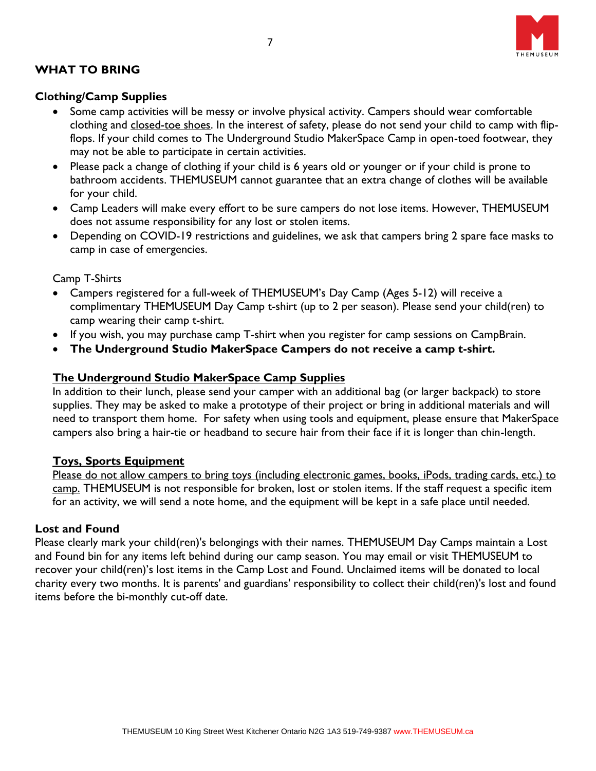## WHAT TO BRING

### Clothing/Camp Supplies

- Some camp activities will be messy or involve physical activity. Campers should wear comfortable clothing and closed-toe shoes. In the interest of safety, please do not send your child to camp with flip-flops. If your child comes to The Underground Studio MakerSpace Camp in open-toed footwear, they may not be able to participate in certain activities.
- Please pack a change of clothing if your child is 6 years old or younger or if your child is prone to bathroom accidents. THEMUSEUM cannot guarantee that an extra change of clothes will be available for your child.
- Camp Leaders will make every effort to be sure campers do not lose items. However, THEMUSEUM does not assume responsibility for any lost or stolen items.
- Depending on COVID-19 restrictions and guidelines, we ask that campers bring 2 spare face masks to camp in case of emergencies.

Camp T-Shirts

- Campers registered for a full-week of THEMUSEUM's Day Camp (Ages 5-12) will receive a complimentary THEMUSEUM Day Camp t-shirt (up to 2 per season). Please send your child(ren) to camp wearing their camp t-shirt.
- If you wish, you may purchase camp T-shirt when you register for camp sessions on CampBrain.
- **The Underground Studio MakerSpace Campers do not receive a camp t-shirt.**

**The Underground Studio MakerSpace Camp Supplies**

In addition to their lunch, please send your camper with an additional bag (or larger backpack) to store supplies. They may be asked to make a prototype of their project or bring in additional materials and will need to transport them home. For safety when using tools and equipment, please ensure that MakerSpace campers also bring a hair-tie or headband to secure hair from their face if it is longer than chin-length.

**Toys, Sports Equipment**

Please do not allow campers to bring toys (including electronic games, books, iPods, trading cards, etc.) to camp. THEMUSEUM is not responsible for broken, lost or stolen items. If the staff request a specific item for an activity, we will send a note home, and the equipment will be kept in a safe place until needed.

### Lost and Found

Please clearly mark your child(ren)'s belongings with their names. THEMUSEUM Day Camps maintain a Lost and Found bin for any items left behind during our camp season. You may email or visit THEMUSEUM to recover your child(ren)'s lost items in the Camp Lost and Found. Unclaimed items will be donated to local charity every two months. It is parents' and guardians' responsibility to collect their child(ren)'s lost and found items before the bi-monthly cut-off date.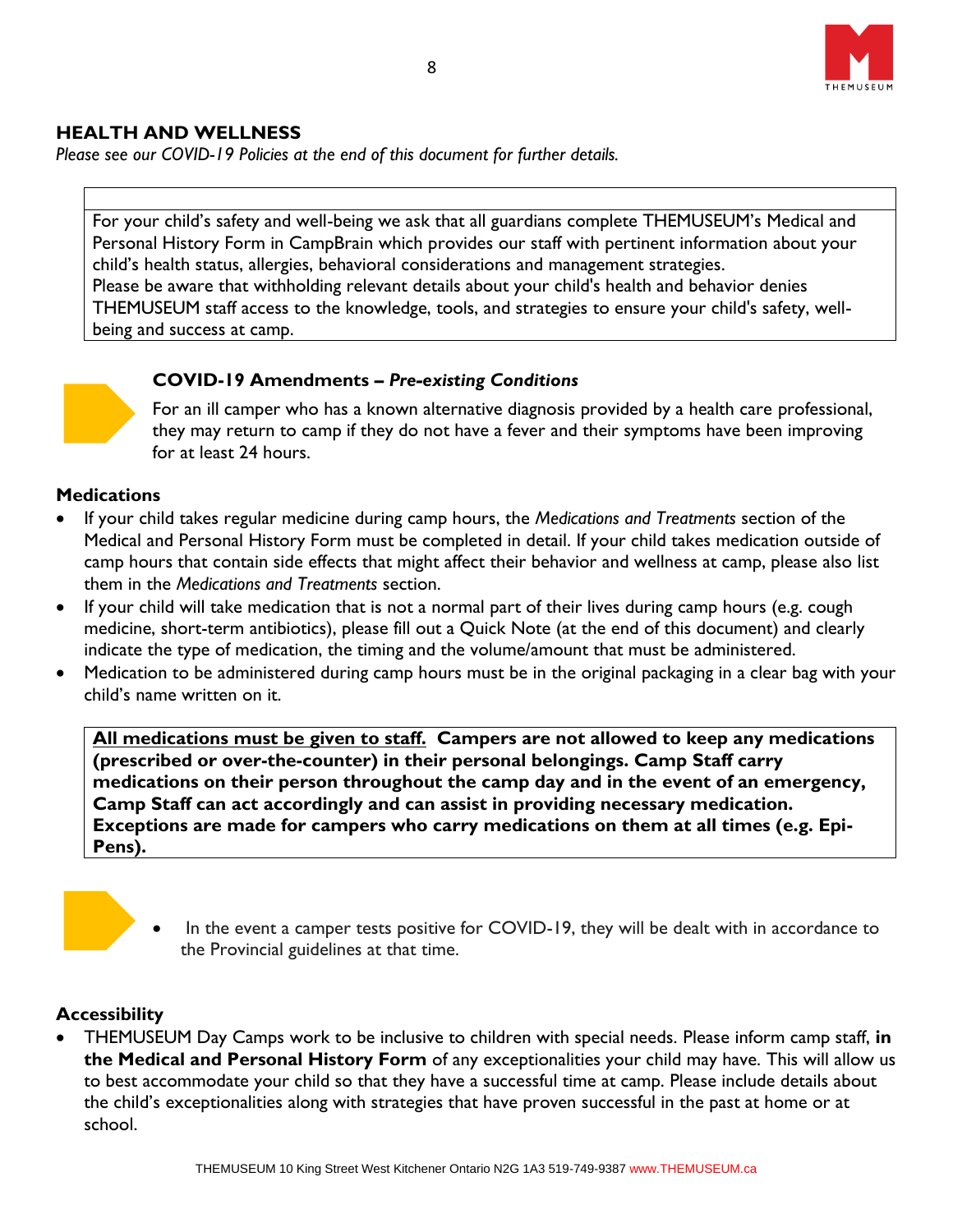## HEALTH AND WELLNESS

*Please see our COVID-19 Policies at the end of this document for further details.*

For your child's safety and well-being we ask that all guardians complete THEMUSEUM's Medical and Personal History Form in CampBrain which provides our staff with pertinent information about your child's health status, allergies, behavioral considerations and management strategies.
Please be aware that withholding relevant details about your child's health and behavior denies THEMUSEUM staff access to the knowledge, tools, and strategies to ensure your child's safety, well-being and success at camp.

**COVID-19 Amendments – *Pre-existing Conditions***

For an ill camper who has a known alternative diagnosis provided by a health care professional, they may return to camp if they do not have a fever and their symptoms have been improving for at least 24 hours.

### Medications

- If your child takes regular medicine during camp hours, the *Medications and Treatments* section of the Medical and Personal History Form must be completed in detail. If your child takes medication outside of camp hours that contain side effects that might affect their behavior and wellness at camp, please also list them in the *Medications and Treatments* section.
- If your child will take medication that is not a normal part of their lives during camp hours (e.g. cough medicine, short-term antibiotics), please fill out a Quick Note (at the end of this document) and clearly indicate the type of medication, the timing and the volume/amount that must be administered.
- Medication to be administered during camp hours must be in the original packaging in a clear bag with your child's name written on it.

**<u>All medications must be given to staff.</u> Campers are not allowed to keep any medications (prescribed or over-the-counter) in their personal belongings. Camp Staff carry medications on their person throughout the camp day and in the event of an emergency, Camp Staff can act accordingly and can assist in providing necessary medication. Exceptions are made for campers who carry medications on them at all times (e.g. Epi-Pens).**

- In the event a camper tests positive for COVID-19, they will be dealt with in accordance to the Provincial guidelines at that time.

### Accessibility

- THEMUSEUM Day Camps work to be inclusive to children with special needs. Please inform camp staff, **in the Medical and Personal History Form** of any exceptionalities your child may have. This will allow us to best accommodate your child so that they have a successful time at camp. Please include details about the child's exceptionalities along with strategies that have proven successful in the past at home or at school.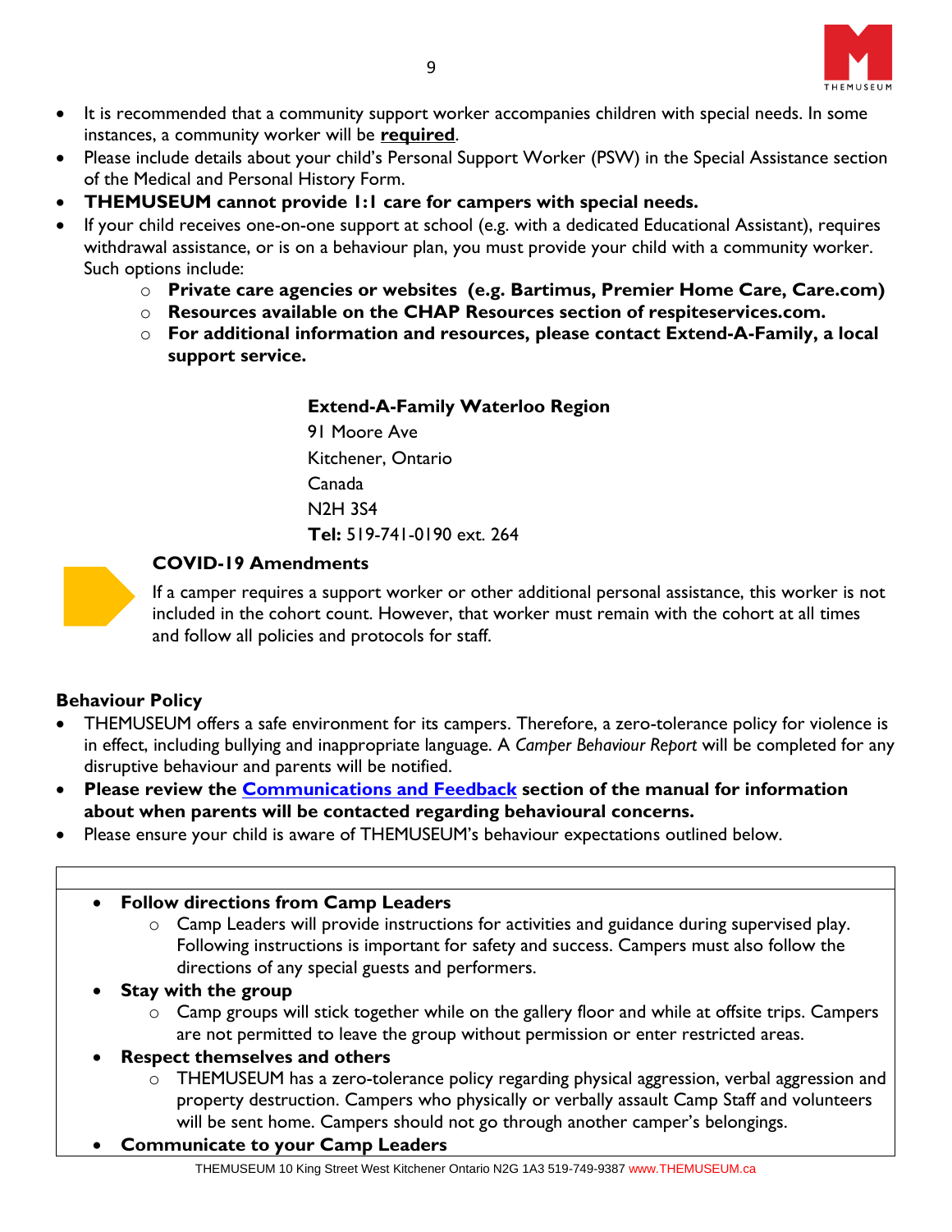- It is recommended that a community support worker accompanies children with special needs. In some instances, a community worker will be **required**.
- Please include details about your child's Personal Support Worker (PSW) in the Special Assistance section of the Medical and Personal History Form.
- **THEMUSEUM cannot provide 1:1 care for campers with special needs.**
- If your child receives one-on-one support at school (e.g. with a dedicated Educational Assistant), requires withdrawal assistance, or is on a behaviour plan, you must provide your child with a community worker. Such options include:
  - **Private care agencies or websites (e.g. Bartimus, Premier Home Care, Care.com)**
  - **Resources available on the CHAP Resources section of respiteservices.com.**
  - **For additional information and resources, please contact Extend-A-Family, a local support service.**

**Extend-A-Family Waterloo Region**
91 Moore Ave
Kitchener, Ontario
Canada
N2H 3S4
**Tel:** 519-741-0190 ext. 264

**COVID-19 Amendments**

If a camper requires a support worker or other additional personal assistance, this worker is not included in the cohort count. However, that worker must remain with the cohort at all times and follow all policies and protocols for staff.

**Behaviour Policy**

- THEMUSEUM offers a safe environment for its campers. Therefore, a zero-tolerance policy for violence is in effect, including bullying and inappropriate language. A *Camper Behaviour Report* will be completed for any disruptive behaviour and parents will be notified.
- **Please review the Communications and Feedback section of the manual for information about when parents will be contacted regarding behavioural concerns.**
- Please ensure your child is aware of THEMUSEUM's behaviour expectations outlined below.

- **Follow directions from Camp Leaders**
  - Camp Leaders will provide instructions for activities and guidance during supervised play. Following instructions is important for safety and success. Campers must also follow the directions of any special guests and performers.
- **Stay with the group**
  - Camp groups will stick together while on the gallery floor and while at offsite trips. Campers are not permitted to leave the group without permission or enter restricted areas.
- **Respect themselves and others**
  - THEMUSEUM has a zero-tolerance policy regarding physical aggression, verbal aggression and property destruction. Campers who physically or verbally assault Camp Staff and volunteers will be sent home. Campers should not go through another camper's belongings.
- **Communicate to your Camp Leaders**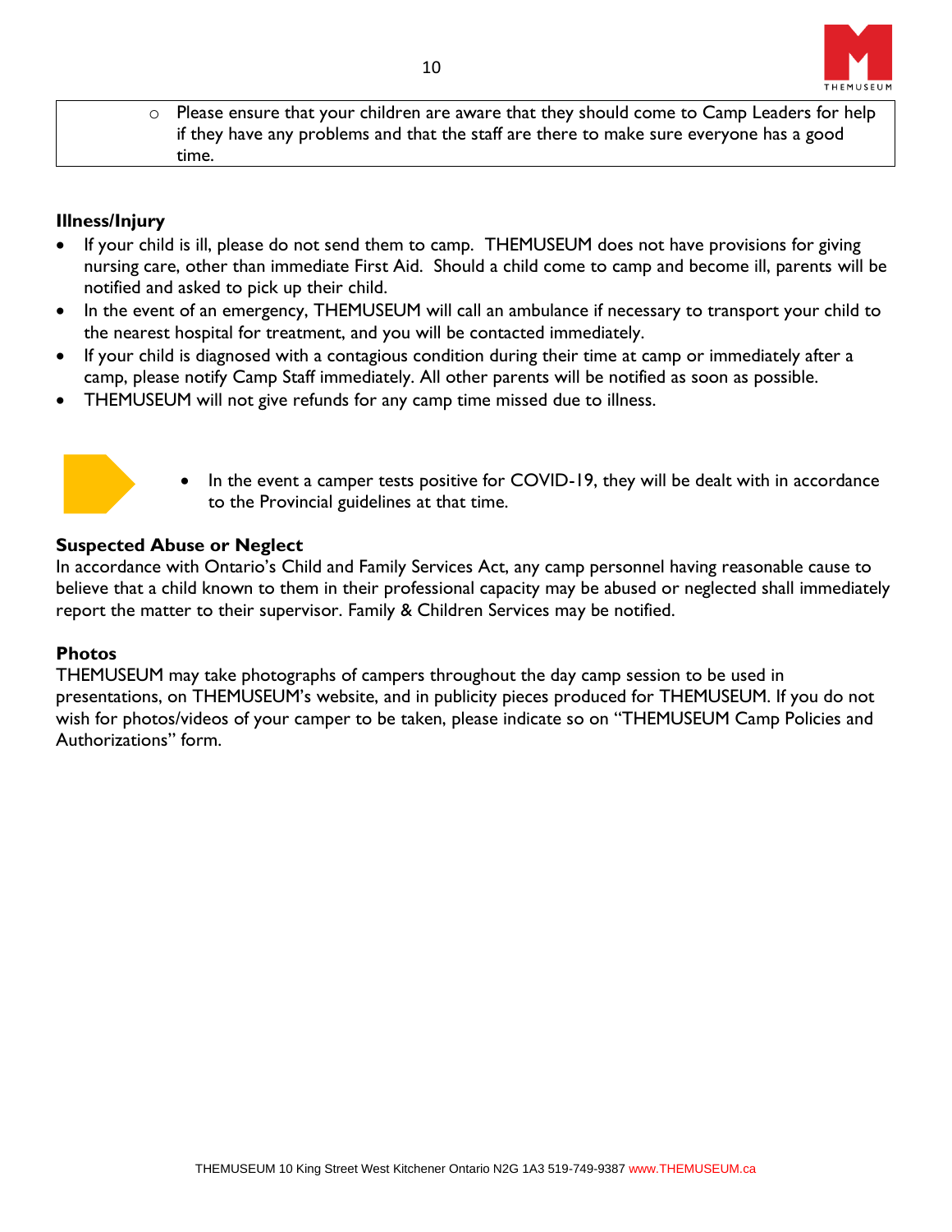- Please ensure that your children are aware that they should come to Camp Leaders for help if they have any problems and that the staff are there to make sure everyone has a good time.

**Illness/Injury**

- If your child is ill, please do not send them to camp. THEMUSEUM does not have provisions for giving nursing care, other than immediate First Aid. Should a child come to camp and become ill, parents will be notified and asked to pick up their child.
- In the event of an emergency, THEMUSEUM will call an ambulance if necessary to transport your child to the nearest hospital for treatment, and you will be contacted immediately.
- If your child is diagnosed with a contagious condition during their time at camp or immediately after a camp, please notify Camp Staff immediately. All other parents will be notified as soon as possible.
- THEMUSEUM will not give refunds for any camp time missed due to illness.

- In the event a camper tests positive for COVID-19, they will be dealt with in accordance to the Provincial guidelines at that time.

**Suspected Abuse or Neglect**

In accordance with Ontario's Child and Family Services Act, any camp personnel having reasonable cause to believe that a child known to them in their professional capacity may be abused or neglected shall immediately report the matter to their supervisor. Family & Children Services may be notified.

**Photos**

THEMUSEUM may take photographs of campers throughout the day camp session to be used in presentations, on THEMUSEUM's website, and in publicity pieces produced for THEMUSEUM. If you do not wish for photos/videos of your camper to be taken, please indicate so on "THEMUSEUM Camp Policies and Authorizations" form.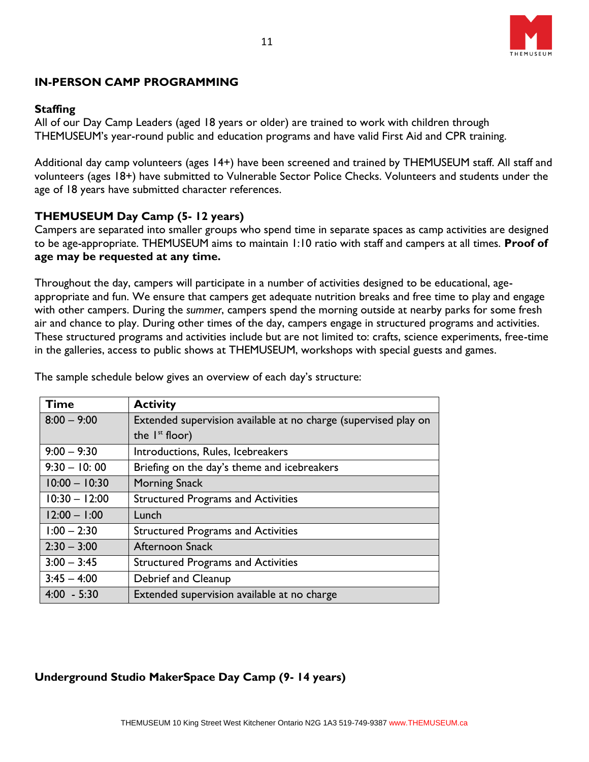## IN-PERSON CAMP PROGRAMMING

### Staffing

All of our Day Camp Leaders (aged 18 years or older) are trained to work with children through THEMUSEUM's year-round public and education programs and have valid First Aid and CPR training.

Additional day camp volunteers (ages 14+) have been screened and trained by THEMUSEUM staff. All staff and volunteers (ages 18+) have submitted to Vulnerable Sector Police Checks. Volunteers and students under the age of 18 years have submitted character references.

### THEMUSEUM Day Camp (5- 12 years)

Campers are separated into smaller groups who spend time in separate spaces as camp activities are designed to be age-appropriate. THEMUSEUM aims to maintain 1:10 ratio with staff and campers at all times. **Proof of age may be requested at any time.**

Throughout the day, campers will participate in a number of activities designed to be educational, age-appropriate and fun. We ensure that campers get adequate nutrition breaks and free time to play and engage with other campers. During the *summer*, campers spend the morning outside at nearby parks for some fresh air and chance to play. During other times of the day, campers engage in structured programs and activities. These structured programs and activities include but are not limited to: crafts, science experiments, free-time in the galleries, access to public shows at THEMUSEUM, workshops with special guests and games.

The sample schedule below gives an overview of each day's structure:

| Time | Activity |
|---|---|
| 8:00 – 9:00 | Extended supervision available at no charge (supervised play on the 1st floor) |
| 9:00 – 9:30 | Introductions, Rules, Icebreakers |
| 9:30 – 10: 00 | Briefing on the day's theme and icebreakers |
| 10:00 – 10:30 | Morning Snack |
| 10:30 – 12:00 | Structured Programs and Activities |
| 12:00 – 1:00 | Lunch |
| 1:00 – 2:30 | Structured Programs and Activities |
| 2:30 – 3:00 | Afternoon Snack |
| 3:00 – 3:45 | Structured Programs and Activities |
| 3:45 – 4:00 | Debrief and Cleanup |
| 4:00 - 5:30 | Extended supervision available at no charge |

### Underground Studio MakerSpace Day Camp (9- 14 years)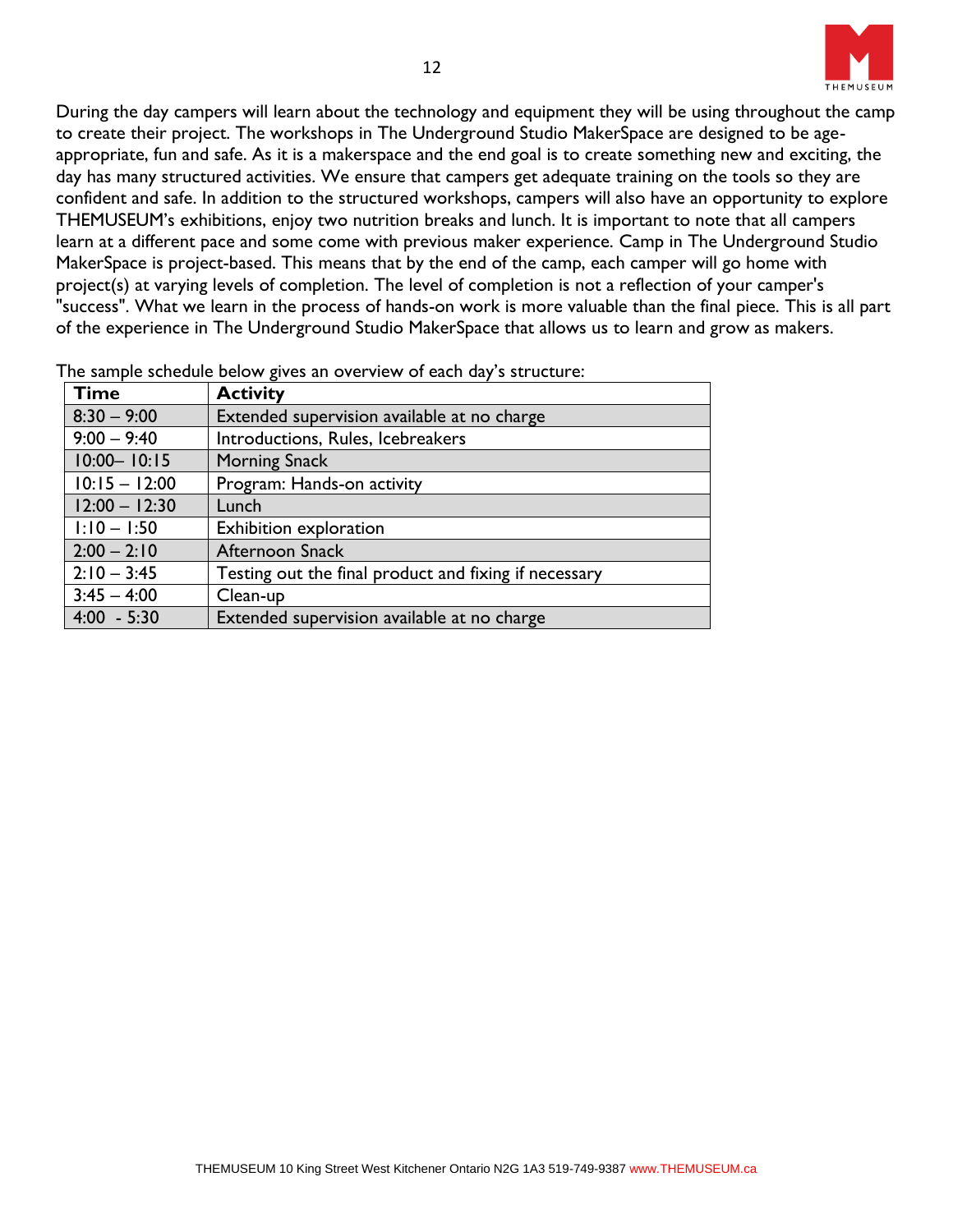During the day campers will learn about the technology and equipment they will be using throughout the camp to create their project. The workshops in The Underground Studio MakerSpace are designed to be age-appropriate, fun and safe. As it is a makerspace and the end goal is to create something new and exciting, the day has many structured activities. We ensure that campers get adequate training on the tools so they are confident and safe. In addition to the structured workshops, campers will also have an opportunity to explore THEMUSEUM's exhibitions, enjoy two nutrition breaks and lunch. It is important to note that all campers learn at a different pace and some come with previous maker experience. Camp in The Underground Studio MakerSpace is project-based. This means that by the end of the camp, each camper will go home with project(s) at varying levels of completion. The level of completion is not a reflection of your camper's "success". What we learn in the process of hands-on work is more valuable than the final piece. This is all part of the experience in The Underground Studio MakerSpace that allows us to learn and grow as makers.

The sample schedule below gives an overview of each day's structure:

| Time | Activity |
|---|---|
| 8:30 – 9:00 | Extended supervision available at no charge |
| 9:00 – 9:40 | Introductions, Rules, Icebreakers |
| 10:00– 10:15 | Morning Snack |
| 10:15 – 12:00 | Program: Hands-on activity |
| 12:00 – 12:30 | Lunch |
| 1:10 – 1:50 | Exhibition exploration |
| 2:00 – 2:10 | Afternoon Snack |
| 2:10 – 3:45 | Testing out the final product and fixing if necessary |
| 3:45 – 4:00 | Clean-up |
| 4:00 - 5:30 | Extended supervision available at no charge |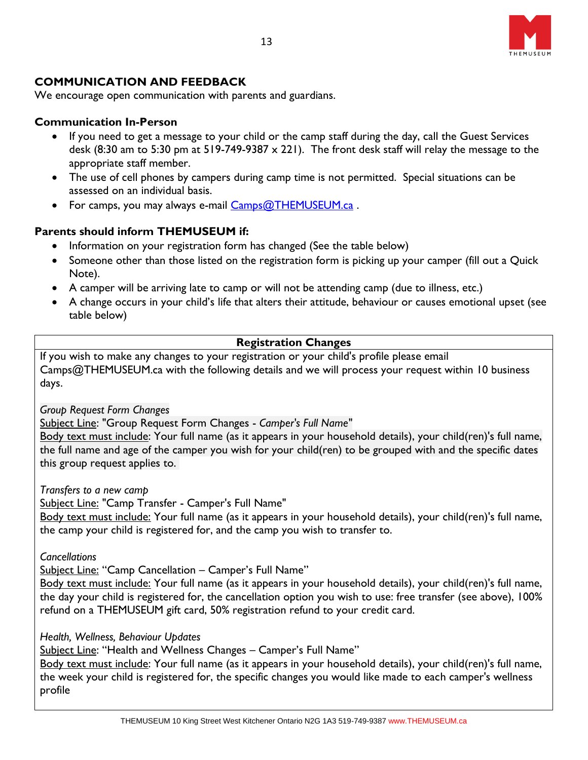## COMMUNICATION AND FEEDBACK

We encourage open communication with parents and guardians.

### Communication In-Person

- If you need to get a message to your child or the camp staff during the day, call the Guest Services desk (8:30 am to 5:30 pm at 519-749-9387 x 221). The front desk staff will relay the message to the appropriate staff member.
- The use of cell phones by campers during camp time is not permitted. Special situations can be assessed on an individual basis.
- For camps, you may always e-mail Camps@THEMUSEUM.ca .

### Parents should inform THEMUSEUM if:

- Information on your registration form has changed (See the table below)
- Someone other than those listed on the registration form is picking up your camper (fill out a Quick Note).
- A camper will be arriving late to camp or will not be attending camp (due to illness, etc.)
- A change occurs in your child's life that alters their attitude, behaviour or causes emotional upset (see table below)

| **Registration Changes** |
|---|
| If you wish to make any changes to your registration or your child's profile please email Camps@THEMUSEUM.ca with the following details and we will process your request within 10 business days.<br><br>*Group Request Form Changes*<br>Subject Line: "Group Request Form Changes - *Camper's Full Name*"<br>Body text must include: Your full name (as it appears in your household details), your child(ren)'s full name, the full name and age of the camper you wish for your child(ren) to be grouped with and the specific dates this group request applies to.<br><br>*Transfers to a new camp*<br>Subject Line: "Camp Transfer - Camper's Full Name"<br>Body text must include: Your full name (as it appears in your household details), your child(ren)'s full name, the camp your child is registered for, and the camp you wish to transfer to.<br><br>*Cancellations*<br>Subject Line: "Camp Cancellation – Camper's Full Name"<br>Body text must include: Your full name (as it appears in your household details), your child(ren)'s full name, the day your child is registered for, the cancellation option you wish to use: free transfer (see above), 100% refund on a THEMUSEUM gift card, 50% registration refund to your credit card.<br><br>*Health, Wellness, Behaviour Updates*<br>Subject Line: "Health and Wellness Changes – Camper's Full Name"<br>Body text must include: Your full name (as it appears in your household details), your child(ren)'s full name, the week your child is registered for, the specific changes you would like made to each camper's wellness profile |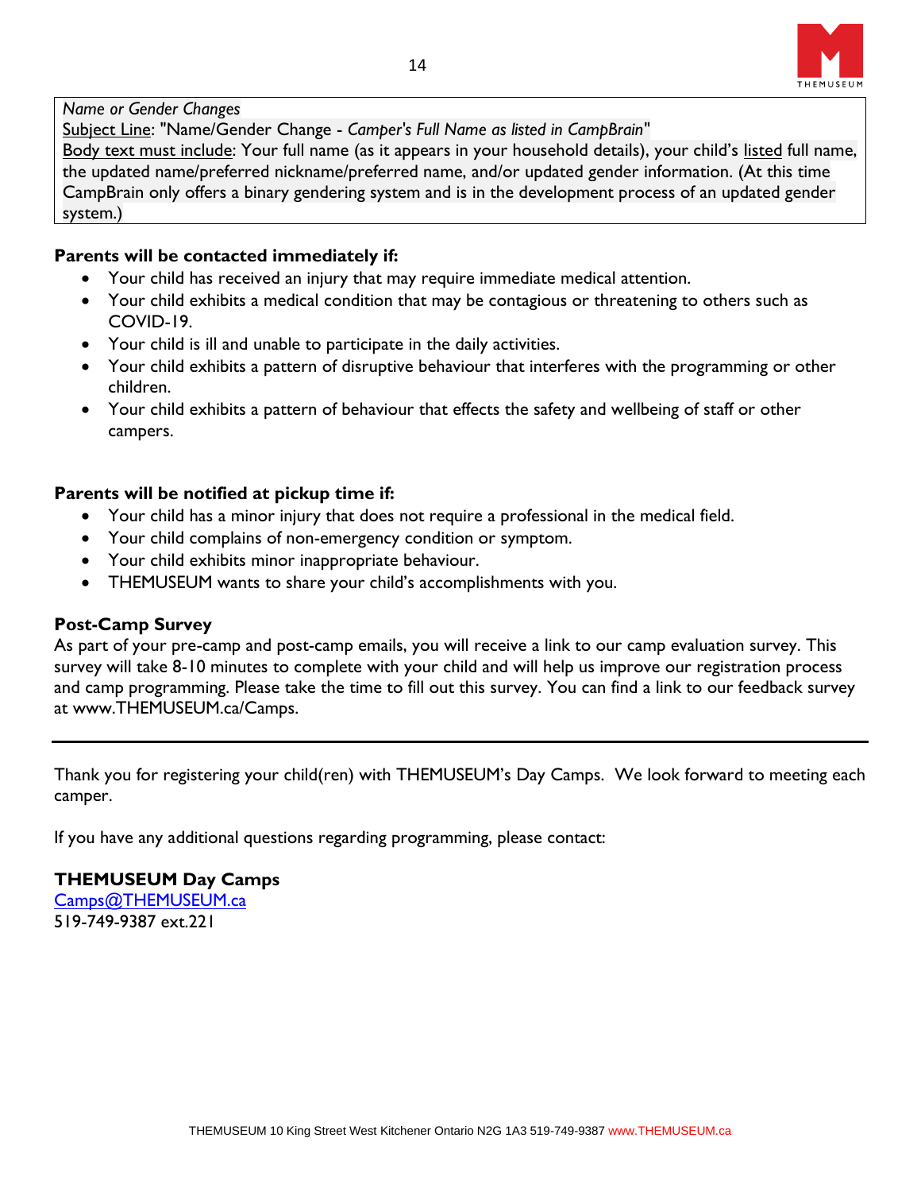*Name or Gender Changes*
<u>Subject Line</u>: "Name/Gender Change - *Camper's Full Name as listed in CampBrain*"
<u>Body text must include</u>: Your full name (as it appears in your household details), your child's <u>listed</u> full name, the updated name/preferred nickname/preferred name, and/or updated gender information. (At this time CampBrain only offers a binary gendering system and is in the development process of an updated gender system.)

**Parents will be contacted immediately if:**

- Your child has received an injury that may require immediate medical attention.
- Your child exhibits a medical condition that may be contagious or threatening to others such as COVID-19.
- Your child is ill and unable to participate in the daily activities.
- Your child exhibits a pattern of disruptive behaviour that interferes with the programming or other children.
- Your child exhibits a pattern of behaviour that effects the safety and wellbeing of staff or other campers.

**Parents will be notified at pickup time if:**

- Your child has a minor injury that does not require a professional in the medical field.
- Your child complains of non-emergency condition or symptom.
- Your child exhibits minor inappropriate behaviour.
- THEMUSEUM wants to share your child's accomplishments with you.

**Post-Camp Survey**

As part of your pre-camp and post-camp emails, you will receive a link to our camp evaluation survey. This survey will take 8-10 minutes to complete with your child and will help us improve our registration process and camp programming. Please take the time to fill out this survey. You can find a link to our feedback survey at www.THEMUSEUM.ca/Camps.

---

Thank you for registering your child(ren) with THEMUSEUM's Day Camps. We look forward to meeting each camper.

If you have any additional questions regarding programming, please contact:

**THEMUSEUM Day Camps**
[Camps@THEMUSEUM.ca](mailto:Camps@THEMUSEUM.ca)
519-749-9387 ext.221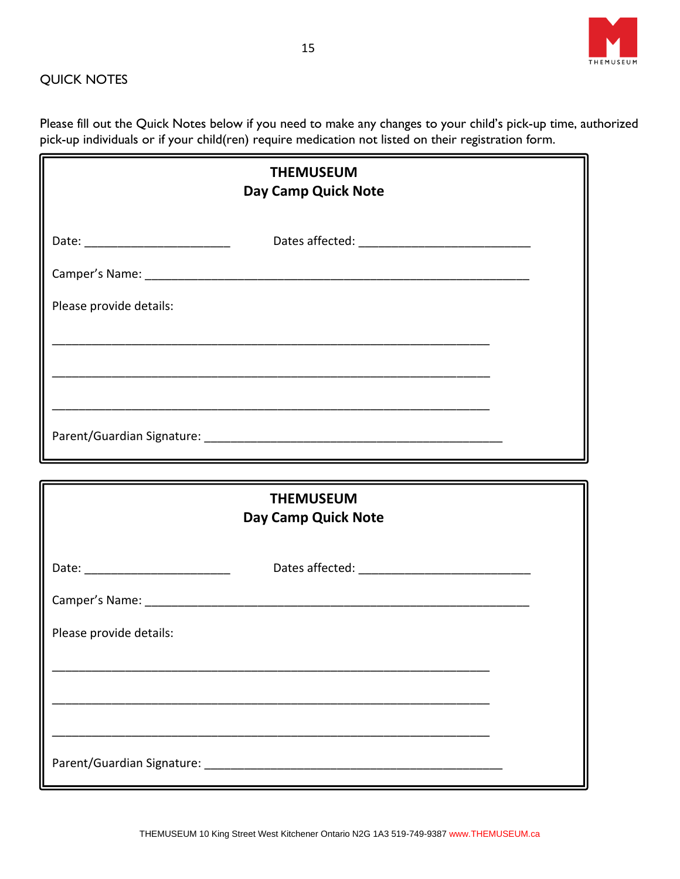## QUICK NOTES

Please fill out the Quick Notes below if you need to make any changes to your child's pick-up time, authorized pick-up individuals or if your child(ren) require medication not listed on their registration form.

**THEMUSEUM**
**Day Camp Quick Note**

Date: ______________________ Dates affected: __________________________

Camper's Name: __________________________________________________________

Please provide details:

__________________________________________________________________

__________________________________________________________________

__________________________________________________________________

Parent/Guardian Signature: ____________________________________________

**THEMUSEUM**
**Day Camp Quick Note**

Date: ______________________ Dates affected: __________________________

Camper's Name: __________________________________________________________

Please provide details:

__________________________________________________________________

__________________________________________________________________

__________________________________________________________________

Parent/Guardian Signature: ____________________________________________

THEMUSEUM 10 King Street West Kitchener Ontario N2G 1A3 519-749-9387 www.THEMUSEUM.ca